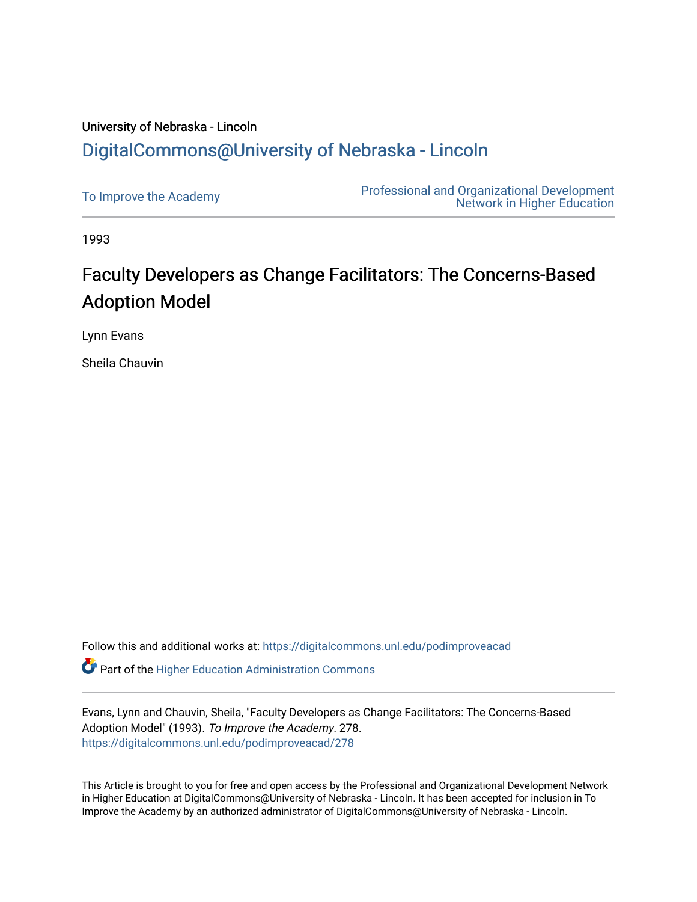University of Nebraska - Lincoln

DigitalCommons@University of Nebraska - Lincoln

To Improve the Academy

Professional and Organizational Development Network in Higher Education

1993

# Faculty Developers as Change Facilitators: The Concerns-Based Adoption Model

Lynn Evans

Sheila Chauvin

Follow this and additional works at: https://digitalcommons.unl.edu/podimproveacad

Part of the Higher Education Administration Commons

Evans, Lynn and Chauvin, Sheila, "Faculty Developers as Change Facilitators: The Concerns-Based Adoption Model" (1993). *To Improve the Academy*. 278.
https://digitalcommons.unl.edu/podimproveacad/278

This Article is brought to you for free and open access by the Professional and Organizational Development Network in Higher Education at DigitalCommons@University of Nebraska - Lincoln. It has been accepted for inclusion in To Improve the Academy by an authorized administrator of DigitalCommons@University of Nebraska - Lincoln.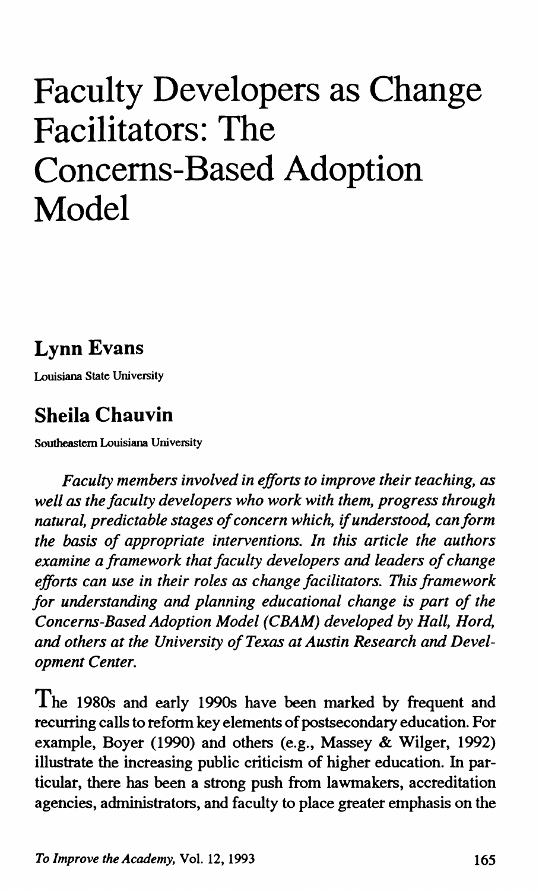# Faculty Developers as Change Facilitators: The Concerns-Based Adoption Model

## Lynn Evans

Louisiana State University

## Sheila Chauvin

Southeastern Louisiana University

*Faculty members involved in efforts to improve their teaching, as well as the faculty developers who work with them, progress through natural, predictable stages of concern which, if understood, can form the basis of appropriate interventions. In this article the authors examine a framework that faculty developers and leaders of change efforts can use in their roles as change facilitators. This framework for understanding and planning educational change is part of the Concerns-Based Adoption Model (CBAM) developed by Hall, Hord, and others at the University of Texas at Austin Research and Development Center.*

The 1980s and early 1990s have been marked by frequent and recurring calls to reform key elements of postsecondary education. For example, Boyer (1990) and others (e.g., Massey & Wilger, 1992) illustrate the increasing public criticism of higher education. In particular, there has been a strong push from lawmakers, accreditation agencies, administrators, and faculty to place greater emphasis on the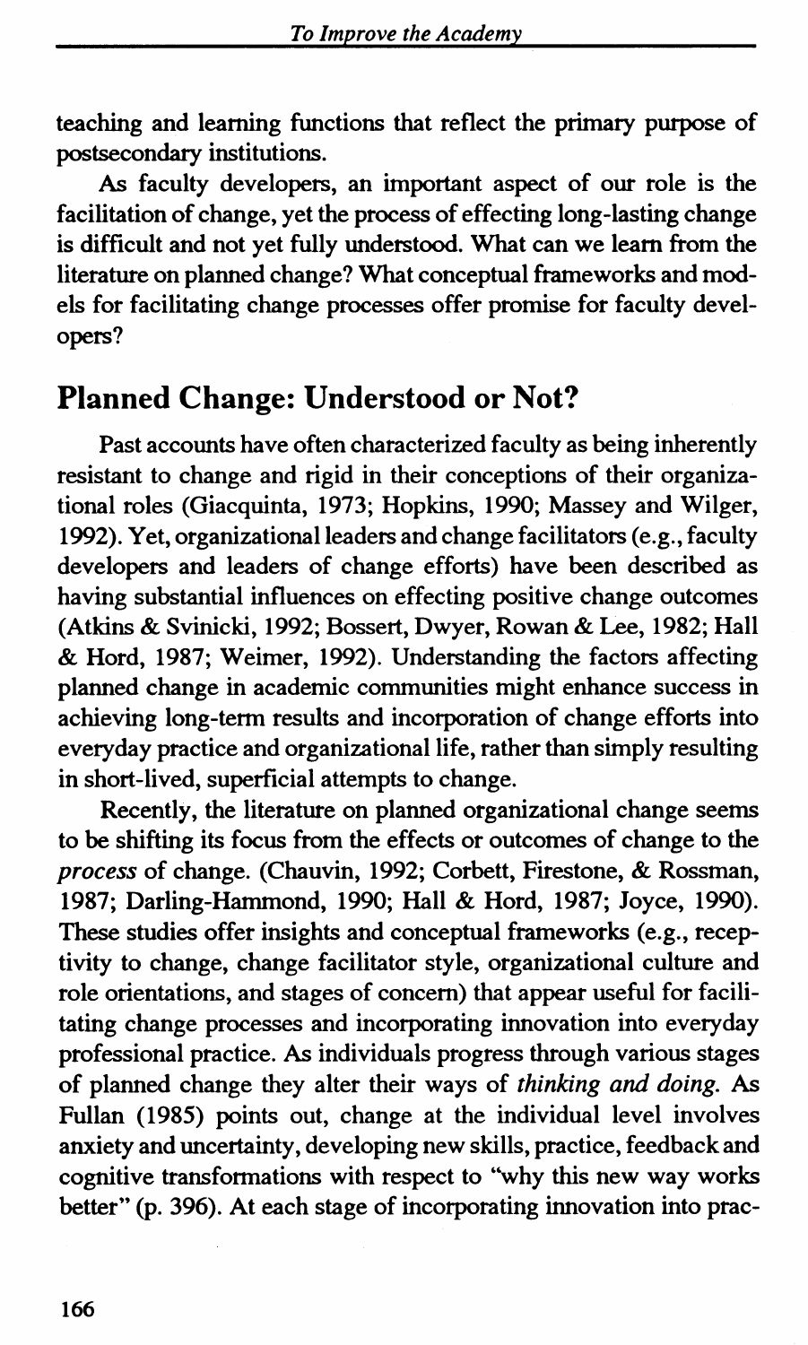teaching and learning functions that reflect the primary purpose of postsecondary institutions.

As faculty developers, an important aspect of our role is the facilitation of change, yet the process of effecting long-lasting change is difficult and not yet fully understood. What can we learn from the literature on planned change? What conceptual frameworks and models for facilitating change processes offer promise for faculty developers?

## Planned Change: Understood or Not?

Past accounts have often characterized faculty as being inherently resistant to change and rigid in their conceptions of their organizational roles (Giacquinta, 1973; Hopkins, 1990; Massey and Wilger, 1992). Yet, organizational leaders and change facilitators (e.g., faculty developers and leaders of change efforts) have been described as having substantial influences on effecting positive change outcomes (Atkins & Svinicki, 1992; Bossert, Dwyer, Rowan & Lee, 1982; Hall & Hord, 1987; Weimer, 1992). Understanding the factors affecting planned change in academic communities might enhance success in achieving long-term results and incorporation of change efforts into everyday practice and organizational life, rather than simply resulting in short-lived, superficial attempts to change.

Recently, the literature on planned organizational change seems to be shifting its focus from the effects or outcomes of change to the *process* of change. (Chauvin, 1992; Corbett, Firestone, & Rossman, 1987; Darling-Hammond, 1990; Hall & Hord, 1987; Joyce, 1990). These studies offer insights and conceptual frameworks (e.g., receptivity to change, change facilitator style, organizational culture and role orientations, and stages of concern) that appear useful for facilitating change processes and incorporating innovation into everyday professional practice. As individuals progress through various stages of planned change they alter their ways of *thinking and doing*. As Fullan (1985) points out, change at the individual level involves anxiety and uncertainty, developing new skills, practice, feedback and cognitive transformations with respect to "why this new way works better" (p. 396). At each stage of incorporating innovation into prac-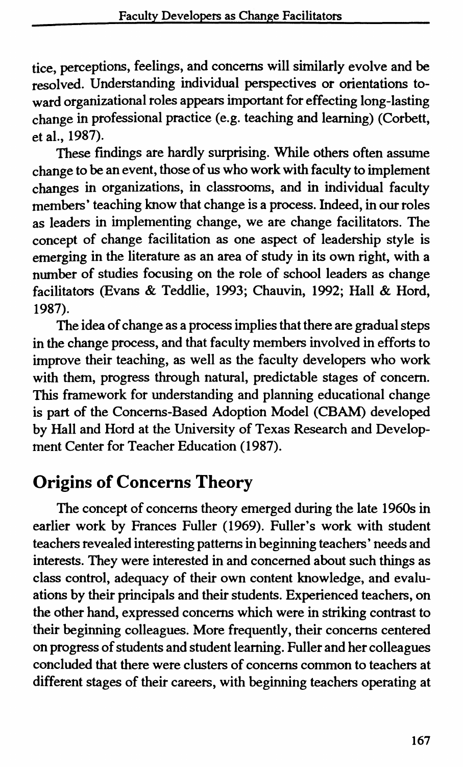tice, perceptions, feelings, and concerns will similarly evolve and be resolved. Understanding individual perspectives or orientations toward organizational roles appears important for effecting long-lasting change in professional practice (e.g. teaching and learning) (Corbett, et al., 1987).

These findings are hardly surprising. While others often assume change to be an event, those of us who work with faculty to implement changes in organizations, in classrooms, and in individual faculty members' teaching know that change is a process. Indeed, in our roles as leaders in implementing change, we are change facilitators. The concept of change facilitation as one aspect of leadership style is emerging in the literature as an area of study in its own right, with a number of studies focusing on the role of school leaders as change facilitators (Evans & Teddlie, 1993; Chauvin, 1992; Hall & Hord, 1987).

The idea of change as a process implies that there are gradual steps in the change process, and that faculty members involved in efforts to improve their teaching, as well as the faculty developers who work with them, progress through natural, predictable stages of concern. This framework for understanding and planning educational change is part of the Concerns-Based Adoption Model (CBAM) developed by Hall and Hord at the University of Texas Research and Development Center for Teacher Education (1987).

## Origins of Concerns Theory

The concept of concerns theory emerged during the late 1960s in earlier work by Frances Fuller (1969). Fuller's work with student teachers revealed interesting patterns in beginning teachers' needs and interests. They were interested in and concerned about such things as class control, adequacy of their own content knowledge, and evaluations by their principals and their students. Experienced teachers, on the other hand, expressed concerns which were in striking contrast to their beginning colleagues. More frequently, their concerns centered on progress of students and student learning. Fuller and her colleagues concluded that there were clusters of concerns common to teachers at different stages of their careers, with beginning teachers operating at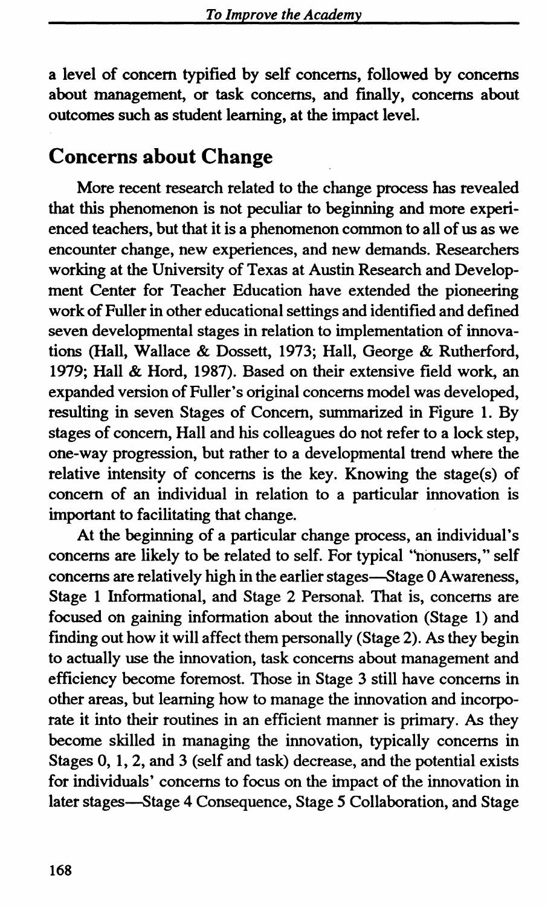a level of concern typified by self concerns, followed by concerns about management, or task concerns, and finally, concerns about outcomes such as student learning, at the impact level.

## Concerns about Change

More recent research related to the change process has revealed that this phenomenon is not peculiar to beginning and more experienced teachers, but that it is a phenomenon common to all of us as we encounter change, new experiences, and new demands. Researchers working at the University of Texas at Austin Research and Development Center for Teacher Education have extended the pioneering work of Fuller in other educational settings and identified and defined seven developmental stages in relation to implementation of innovations (Hall, Wallace & Dossett, 1973; Hall, George & Rutherford, 1979; Hall & Hord, 1987). Based on their extensive field work, an expanded version of Fuller's original concerns model was developed, resulting in seven Stages of Concern, summarized in Figure 1. By stages of concern, Hall and his colleagues do not refer to a lock step, one-way progression, but rather to a developmental trend where the relative intensity of concerns is the key. Knowing the stage(s) of concern of an individual in relation to a particular innovation is important to facilitating that change.

At the beginning of a particular change process, an individual's concerns are likely to be related to self. For typical "nonusers," self concerns are relatively high in the earlier stages—Stage 0 Awareness, Stage 1 Informational, and Stage 2 Personal. That is, concerns are focused on gaining information about the innovation (Stage 1) and finding out how it will affect them personally (Stage 2). As they begin to actually use the innovation, task concerns about management and efficiency become foremost. Those in Stage 3 still have concerns in other areas, but learning how to manage the innovation and incorporate it into their routines in an efficient manner is primary. As they become skilled in managing the innovation, typically concerns in Stages 0, 1, 2, and 3 (self and task) decrease, and the potential exists for individuals' concerns to focus on the impact of the innovation in later stages—Stage 4 Consequence, Stage 5 Collaboration, and Stage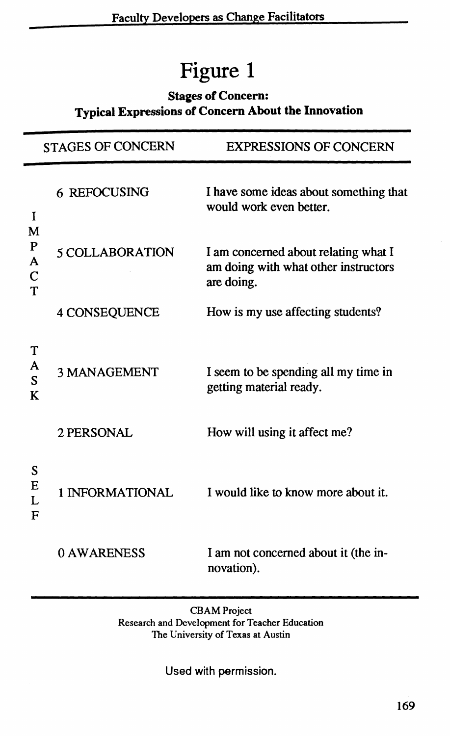# Figure 1

**Stages of Concern:**
**Typical Expressions of Concern About the Innovation**

| | STAGES OF CONCERN | EXPRESSIONS OF CONCERN |
|---|---|---|
| IMPACT | 6 REFOCUSING | I have some ideas about something that would work even better. |
| | 5 COLLABORATION | I am concerned about relating what I am doing with what other instructors are doing. |
| | 4 CONSEQUENCE | How is my use affecting students? |
| TASK | 3 MANAGEMENT | I seem to be spending all my time in getting material ready. |
| SELF | 2 PERSONAL | How will using it affect me? |
| | 1 INFORMATIONAL | I would like to know more about it. |
| | 0 AWARENESS | I am not concerned about it (the innovation). |

CBAM Project
Research and Development for Teacher Education
The University of Texas at Austin

Used with permission.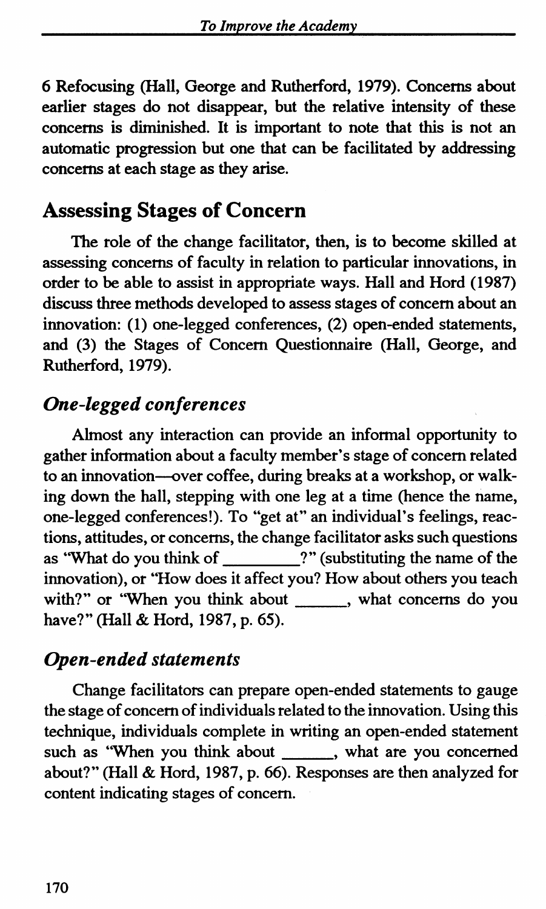6 Refocusing (Hall, George and Rutherford, 1979). Concerns about earlier stages do not disappear, but the relative intensity of these concerns is diminished. It is important to note that this is not an automatic progression but one that can be facilitated by addressing concerns at each stage as they arise.

## Assessing Stages of Concern

The role of the change facilitator, then, is to become skilled at assessing concerns of faculty in relation to particular innovations, in order to be able to assist in appropriate ways. Hall and Hord (1987) discuss three methods developed to assess stages of concern about an innovation: (1) one-legged conferences, (2) open-ended statements, and (3) the Stages of Concern Questionnaire (Hall, George, and Rutherford, 1979).

### *One-legged conferences*

Almost any interaction can provide an informal opportunity to gather information about a faculty member's stage of concern related to an innovation—over coffee, during breaks at a workshop, or walking down the hall, stepping with one leg at a time (hence the name, one-legged conferences!). To "get at" an individual's feelings, reactions, attitudes, or concerns, the change facilitator asks such questions as "What do you think of ________?" (substituting the name of the innovation), or "How does it affect you? How about others you teach with?" or "When you think about ______, what concerns do you have?" (Hall & Hord, 1987, p. 65).

### *Open-ended statements*

Change facilitators can prepare open-ended statements to gauge the stage of concern of individuals related to the innovation. Using this technique, individuals complete in writing an open-ended statement such as "When you think about ______, what are you concerned about?" (Hall & Hord, 1987, p. 66). Responses are then analyzed for content indicating stages of concern.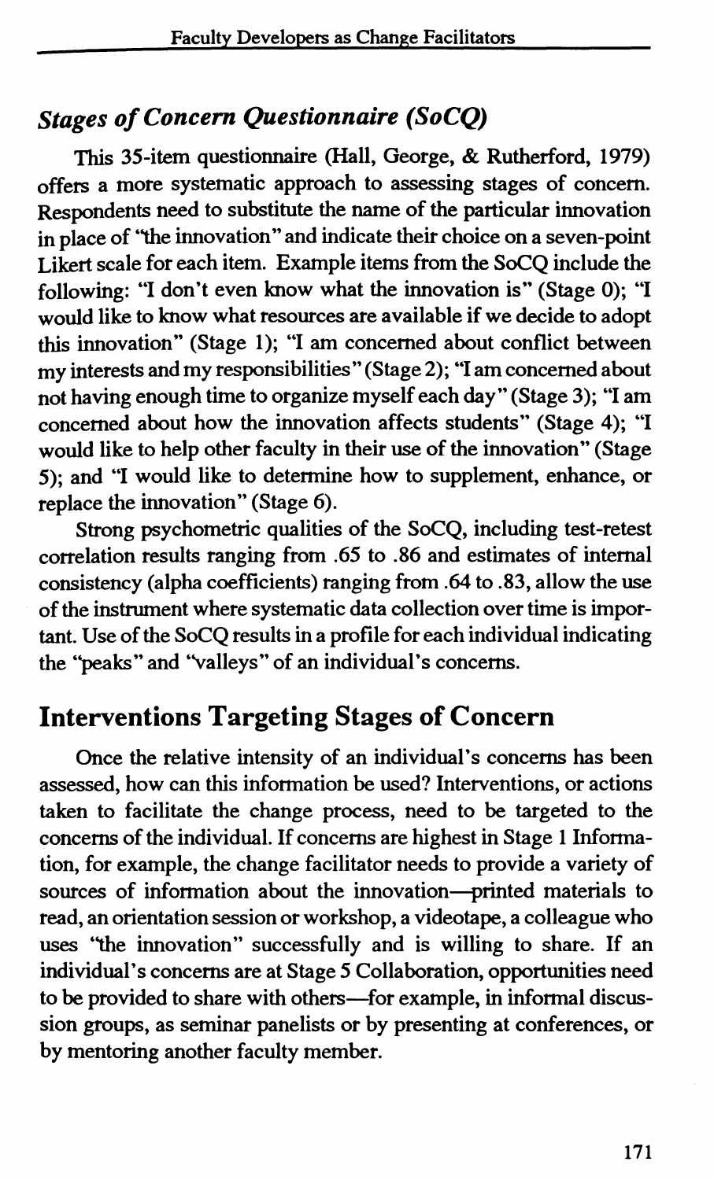### *Stages of Concern Questionnaire (SoCQ)*

This 35-item questionnaire (Hall, George, & Rutherford, 1979) offers a more systematic approach to assessing stages of concern. Respondents need to substitute the name of the particular innovation in place of "the innovation" and indicate their choice on a seven-point Likert scale for each item. Example items from the SoCQ include the following: "I don't even know what the innovation is" (Stage 0); "I would like to know what resources are available if we decide to adopt this innovation" (Stage 1); "I am concerned about conflict between my interests and my responsibilities" (Stage 2); "I am concerned about not having enough time to organize myself each day" (Stage 3); "I am concerned about how the innovation affects students" (Stage 4); "I would like to help other faculty in their use of the innovation" (Stage 5); and "I would like to determine how to supplement, enhance, or replace the innovation" (Stage 6).

Strong psychometric qualities of the SoCQ, including test-retest correlation results ranging from .65 to .86 and estimates of internal consistency (alpha coefficients) ranging from .64 to .83, allow the use of the instrument where systematic data collection over time is important. Use of the SoCQ results in a profile for each individual indicating the "peaks" and "valleys" of an individual's concerns.

## Interventions Targeting Stages of Concern

Once the relative intensity of an individual's concerns has been assessed, how can this information be used? Interventions, or actions taken to facilitate the change process, need to be targeted to the concerns of the individual. If concerns are highest in Stage 1 Information, for example, the change facilitator needs to provide a variety of sources of information about the innovation—printed materials to read, an orientation session or workshop, a videotape, a colleague who uses "the innovation" successfully and is willing to share. If an individual's concerns are at Stage 5 Collaboration, opportunities need to be provided to share with others—for example, in informal discussion groups, as seminar panelists or by presenting at conferences, or by mentoring another faculty member.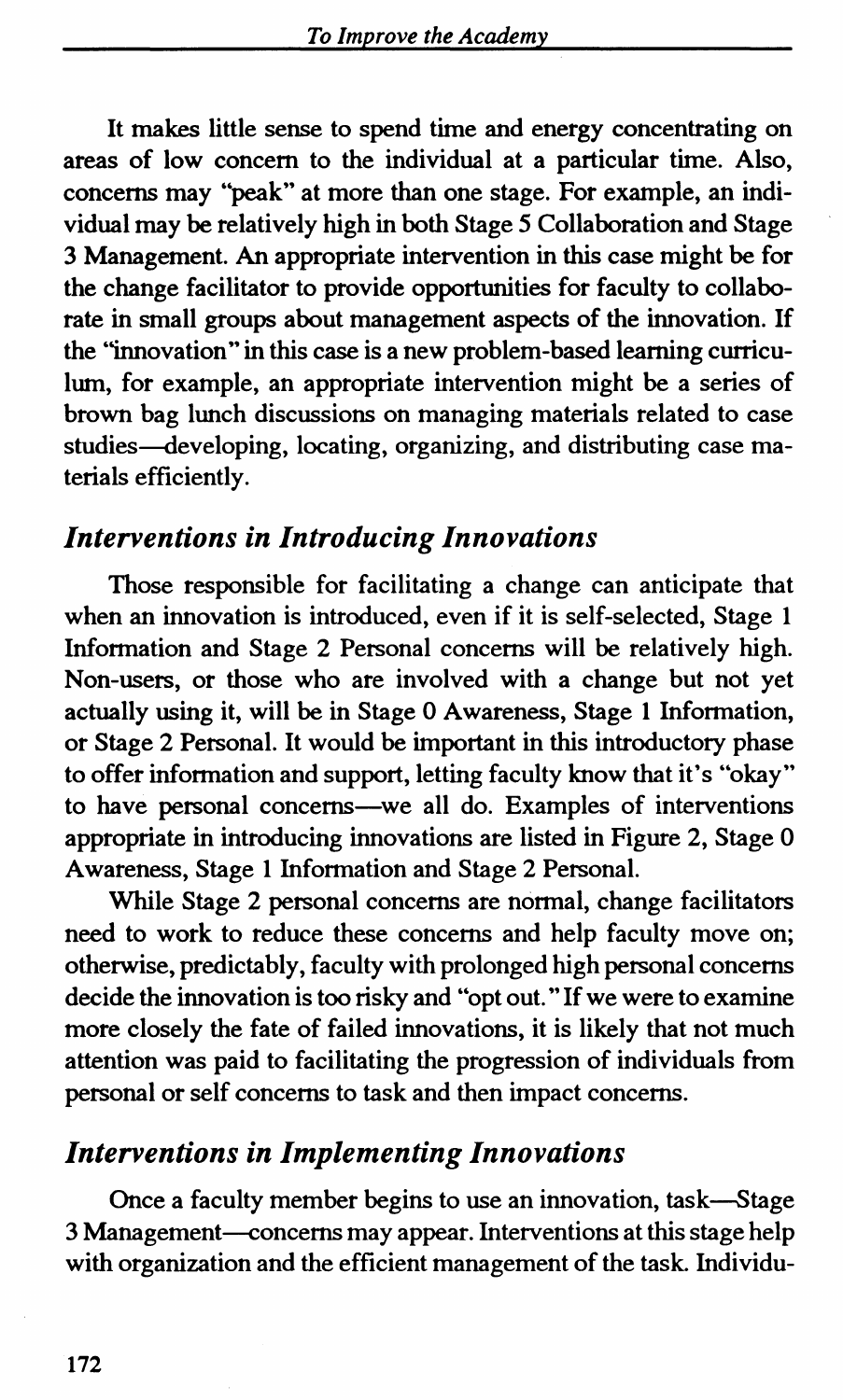It makes little sense to spend time and energy concentrating on areas of low concern to the individual at a particular time. Also, concerns may "peak" at more than one stage. For example, an individual may be relatively high in both Stage 5 Collaboration and Stage 3 Management. An appropriate intervention in this case might be for the change facilitator to provide opportunities for faculty to collaborate in small groups about management aspects of the innovation. If the "innovation" in this case is a new problem-based learning curriculum, for example, an appropriate intervention might be a series of brown bag lunch discussions on managing materials related to case studies—developing, locating, organizing, and distributing case materials efficiently.

## *Interventions in Introducing Innovations*

Those responsible for facilitating a change can anticipate that when an innovation is introduced, even if it is self-selected, Stage 1 Information and Stage 2 Personal concerns will be relatively high. Non-users, or those who are involved with a change but not yet actually using it, will be in Stage 0 Awareness, Stage 1 Information, or Stage 2 Personal. It would be important in this introductory phase to offer information and support, letting faculty know that it's "okay" to have personal concerns—we all do. Examples of interventions appropriate in introducing innovations are listed in Figure 2, Stage 0 Awareness, Stage 1 Information and Stage 2 Personal.

While Stage 2 personal concerns are normal, change facilitators need to work to reduce these concerns and help faculty move on; otherwise, predictably, faculty with prolonged high personal concerns decide the innovation is too risky and "opt out." If we were to examine more closely the fate of failed innovations, it is likely that not much attention was paid to facilitating the progression of individuals from personal or self concerns to task and then impact concerns.

## *Interventions in Implementing Innovations*

Once a faculty member begins to use an innovation, task—Stage 3 Management—concerns may appear. Interventions at this stage help with organization and the efficient management of the task. Individu-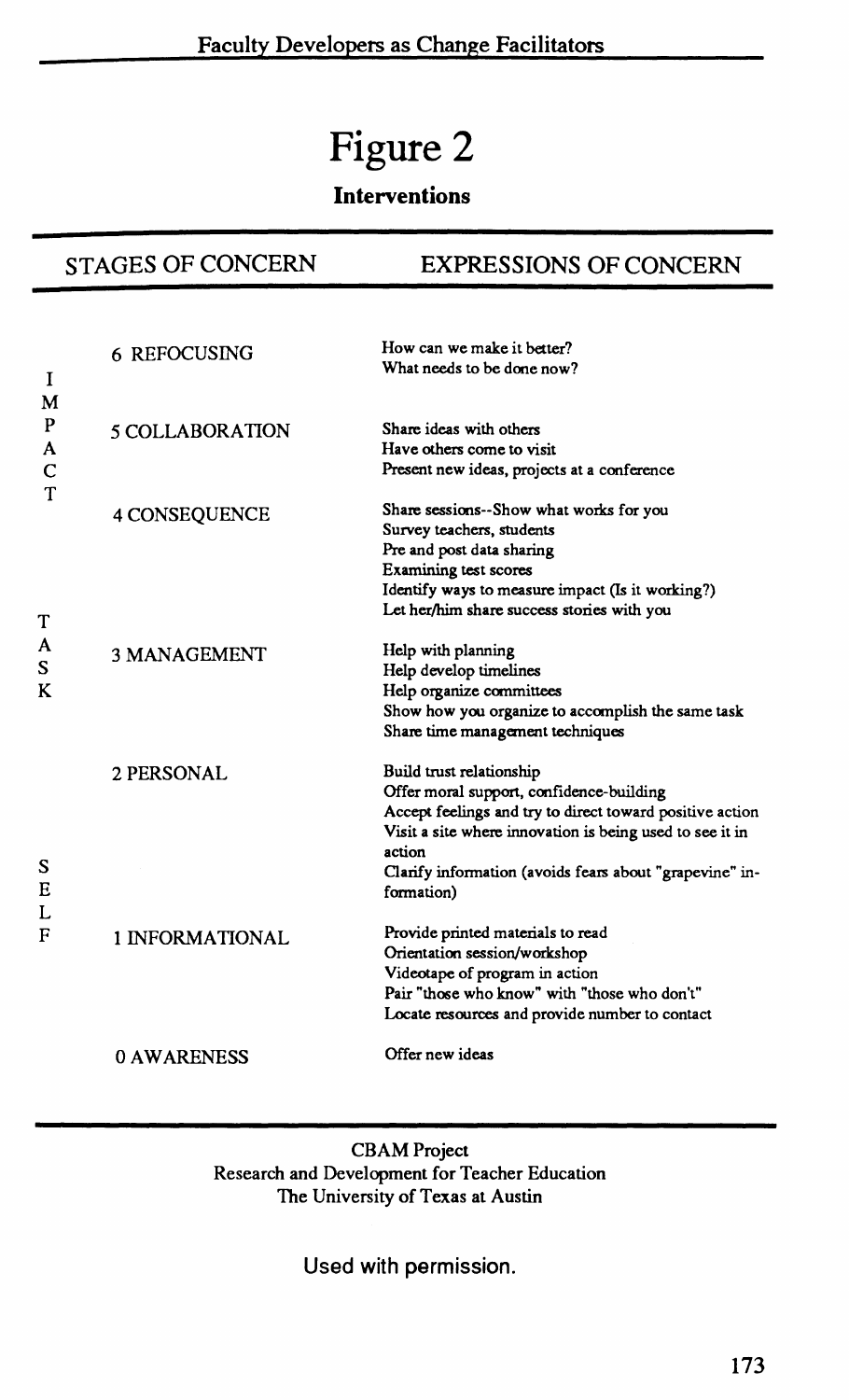# Figure 2

**Interventions**

| | STAGES OF CONCERN | EXPRESSIONS OF CONCERN |
|---|---|---|
| IMPACT | 6 REFOCUSING | How can we make it better?<br>What needs to be done now? |
| | 5 COLLABORATION | Share ideas with others<br>Have others come to visit<br>Present new ideas, projects at a conference |
| | 4 CONSEQUENCE | Share sessions--Show what works for you<br>Survey teachers, students<br>Pre and post data sharing<br>Examining test scores<br>Identify ways to measure impact (Is it working?)<br>Let her/him share success stories with you |
| TASK | 3 MANAGEMENT | Help with planning<br>Help develop timelines<br>Help organize committees<br>Show how you organize to accomplish the same task<br>Share time management techniques |
| | 2 PERSONAL | Build trust relationship<br>Offer moral support, confidence-building<br>Accept feelings and try to direct toward positive action<br>Visit a site where innovation is being used to see it in action<br>Clarify information (avoids fears about "grapevine" information) |
| SELF | 1 INFORMATIONAL | Provide printed materials to read<br>Orientation session/workshop<br>Videotape of program in action<br>Pair "those who know" with "those who don't"<br>Locate resources and provide number to contact |
| | 0 AWARENESS | Offer new ideas |

CBAM Project
Research and Development for Teacher Education
The University of Texas at Austin

Used with permission.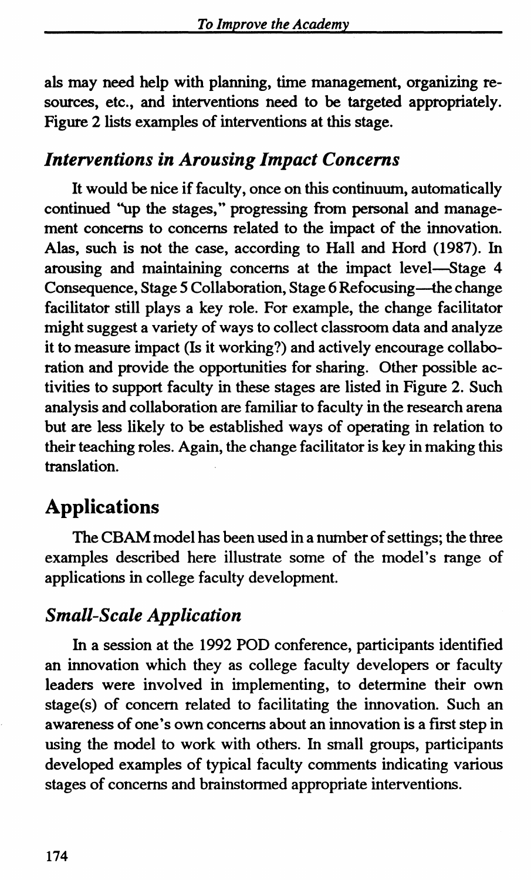als may need help with planning, time management, organizing resources, etc., and interventions need to be targeted appropriately. Figure 2 lists examples of interventions at this stage.

### *Interventions in Arousing Impact Concerns*

It would be nice if faculty, once on this continuum, automatically continued "up the stages," progressing from personal and management concerns to concerns related to the impact of the innovation. Alas, such is not the case, according to Hall and Hord (1987). In arousing and maintaining concerns at the impact level—Stage 4 Consequence, Stage 5 Collaboration, Stage 6 Refocusing—the change facilitator still plays a key role. For example, the change facilitator might suggest a variety of ways to collect classroom data and analyze it to measure impact (Is it working?) and actively encourage collaboration and provide the opportunities for sharing. Other possible activities to support faculty in these stages are listed in Figure 2. Such analysis and collaboration are familiar to faculty in the research arena but are less likely to be established ways of operating in relation to their teaching roles. Again, the change facilitator is key in making this translation.

## Applications

The CBAM model has been used in a number of settings; the three examples described here illustrate some of the model's range of applications in college faculty development.

### *Small-Scale Application*

In a session at the 1992 POD conference, participants identified an innovation which they as college faculty developers or faculty leaders were involved in implementing, to determine their own stage(s) of concern related to facilitating the innovation. Such an awareness of one's own concerns about an innovation is a first step in using the model to work with others. In small groups, participants developed examples of typical faculty comments indicating various stages of concerns and brainstormed appropriate interventions.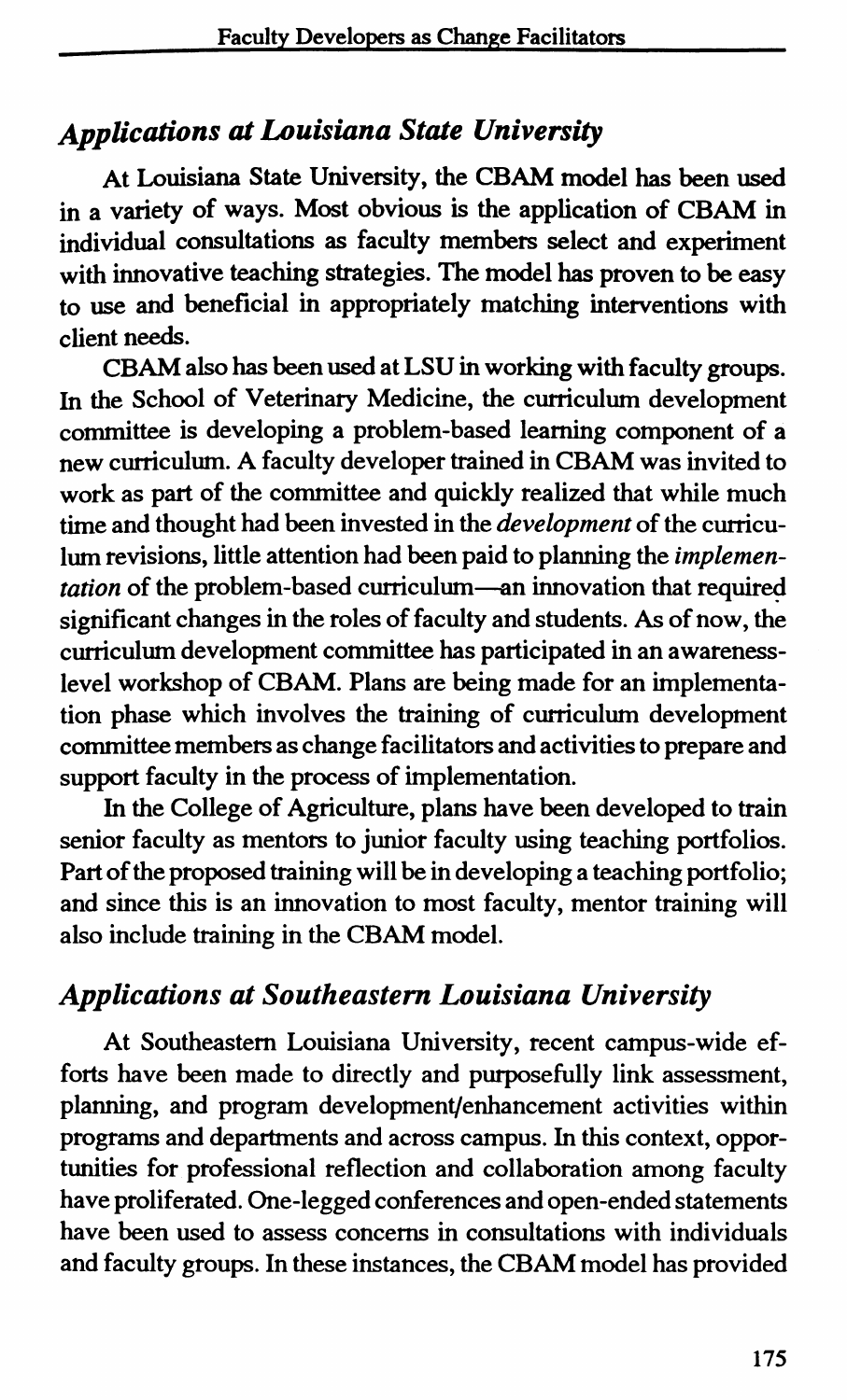## *Applications at Louisiana State University*

At Louisiana State University, the CBAM model has been used in a variety of ways. Most obvious is the application of CBAM in individual consultations as faculty members select and experiment with innovative teaching strategies. The model has proven to be easy to use and beneficial in appropriately matching interventions with client needs.

CBAM also has been used at LSU in working with faculty groups. In the School of Veterinary Medicine, the curriculum development committee is developing a problem-based learning component of a new curriculum. A faculty developer trained in CBAM was invited to work as part of the committee and quickly realized that while much time and thought had been invested in the *development* of the curriculum revisions, little attention had been paid to planning the *implementation* of the problem-based curriculum—an innovation that required significant changes in the roles of faculty and students. As of now, the curriculum development committee has participated in an awareness-level workshop of CBAM. Plans are being made for an implementation phase which involves the training of curriculum development committee members as change facilitators and activities to prepare and support faculty in the process of implementation.

In the College of Agriculture, plans have been developed to train senior faculty as mentors to junior faculty using teaching portfolios. Part of the proposed training will be in developing a teaching portfolio; and since this is an innovation to most faculty, mentor training will also include training in the CBAM model.

## *Applications at Southeastern Louisiana University*

At Southeastern Louisiana University, recent campus-wide efforts have been made to directly and purposefully link assessment, planning, and program development/enhancement activities within programs and departments and across campus. In this context, opportunities for professional reflection and collaboration among faculty have proliferated. One-legged conferences and open-ended statements have been used to assess concerns in consultations with individuals and faculty groups. In these instances, the CBAM model has provided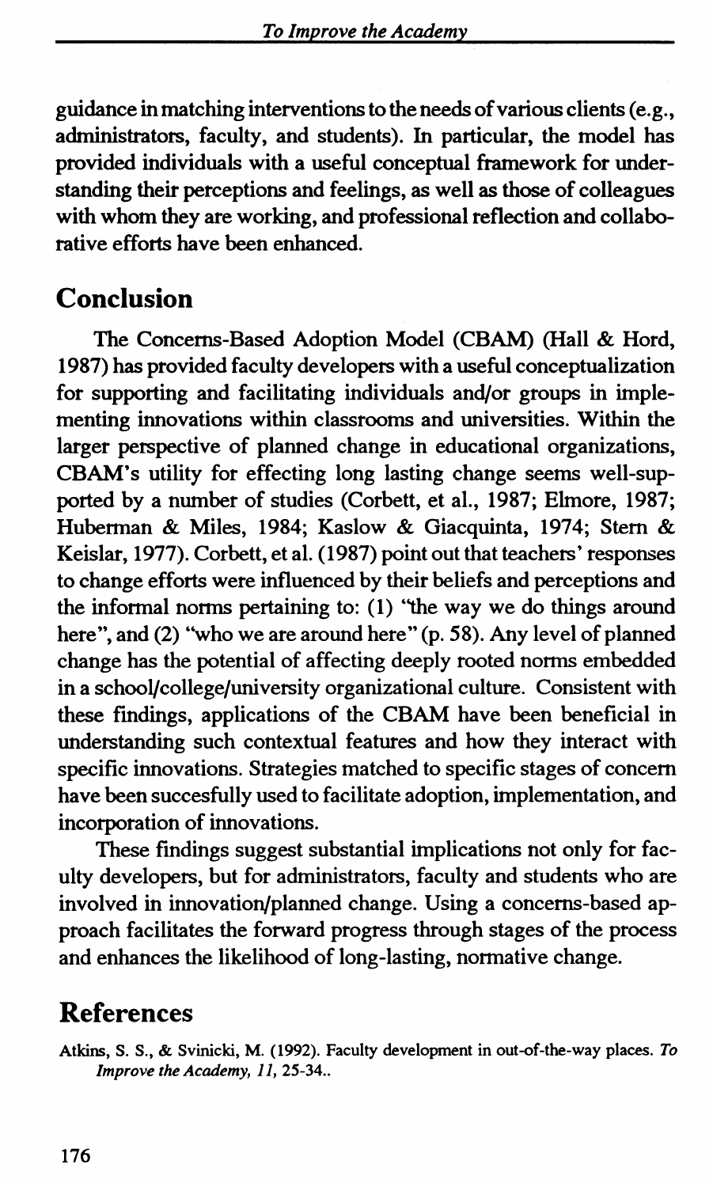guidance in matching interventions to the needs of various clients (e.g., administrators, faculty, and students). In particular, the model has provided individuals with a useful conceptual framework for understanding their perceptions and feelings, as well as those of colleagues with whom they are working, and professional reflection and collaborative efforts have been enhanced.

## Conclusion

The Concerns-Based Adoption Model (CBAM) (Hall & Hord, 1987) has provided faculty developers with a useful conceptualization for supporting and facilitating individuals and/or groups in implementing innovations within classrooms and universities. Within the larger perspective of planned change in educational organizations, CBAM's utility for effecting long lasting change seems well-supported by a number of studies (Corbett, et al., 1987; Elmore, 1987; Huberman & Miles, 1984; Kaslow & Giacquinta, 1974; Stern & Keislar, 1977). Corbett, et al. (1987) point out that teachers' responses to change efforts were influenced by their beliefs and perceptions and the informal norms pertaining to: (1) "the way we do things around here", and (2) "who we are around here" (p. 58). Any level of planned change has the potential of affecting deeply rooted norms embedded in a school/college/university organizational culture. Consistent with these findings, applications of the CBAM have been beneficial in understanding such contextual features and how they interact with specific innovations. Strategies matched to specific stages of concern have been succesfully used to facilitate adoption, implementation, and incorporation of innovations.

These findings suggest substantial implications not only for faculty developers, but for administrators, faculty and students who are involved in innovation/planned change. Using a concerns-based approach facilitates the forward progress through stages of the process and enhances the likelihood of long-lasting, normative change.

## References

Atkins, S. S., & Svinicki, M. (1992). Faculty development in out-of-the-way places. *To Improve the Academy, 11*, 25-34..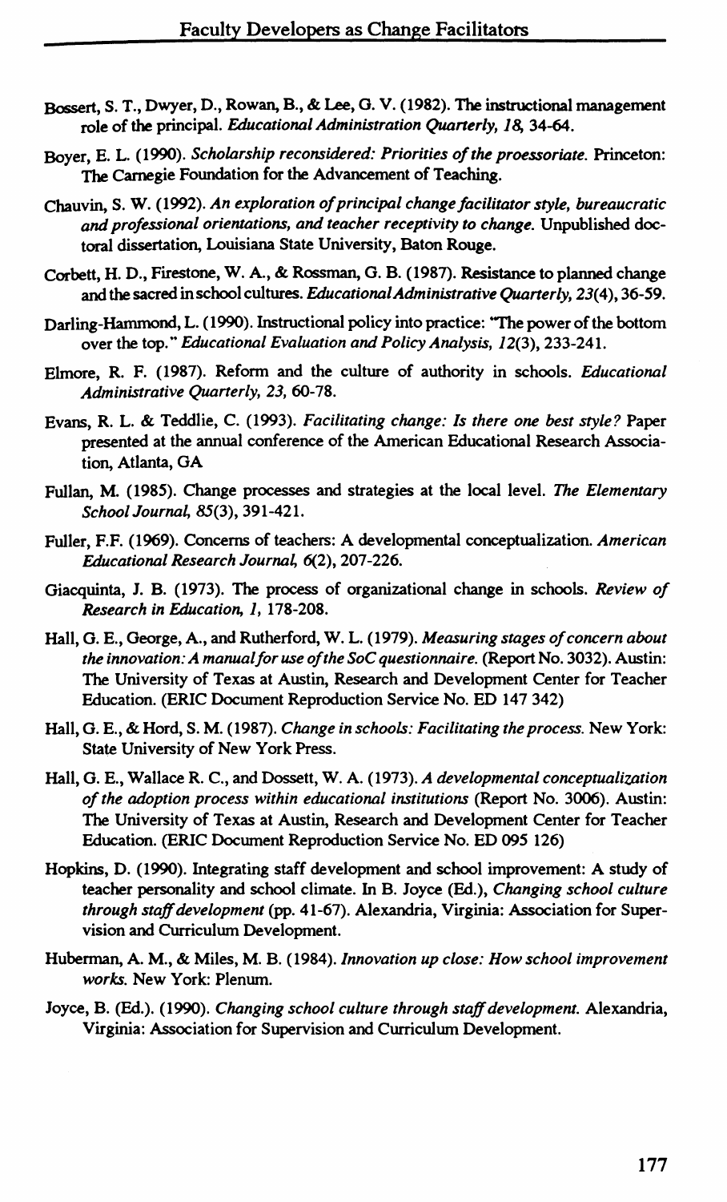Bossert, S. T., Dwyer, D., Rowan, B., & Lee, G. V. (1982). The instructional management role of the principal. *Educational Administration Quarterly, 18*, 34-64.

Boyer, E. L. (1990). *Scholarship reconsidered: Priorities of the proessoriate*. Princeton: The Carnegie Foundation for the Advancement of Teaching.

Chauvin, S. W. (1992). *An exploration of principal change facilitator style, bureaucratic and professional orientations, and teacher receptivity to change*. Unpublished doctoral dissertation, Louisiana State University, Baton Rouge.

Corbett, H. D., Firestone, W. A., & Rossman, G. B. (1987). Resistance to planned change and the sacred in school cultures. *Educational Administrative Quarterly, 23*(4), 36-59.

Darling-Hammond, L. (1990). Instructional policy into practice: "The power of the bottom over the top." *Educational Evaluation and Policy Analysis, 12*(3), 233-241.

Elmore, R. F. (1987). Reform and the culture of authority in schools. *Educational Administrative Quarterly, 23*, 60-78.

Evans, R. L. & Teddlie, C. (1993). *Facilitating change: Is there one best style?* Paper presented at the annual conference of the American Educational Research Association, Atlanta, GA

Fullan, M. (1985). Change processes and strategies at the local level. *The Elementary School Journal, 85*(3), 391-421.

Fuller, F.F. (1969). Concerns of teachers: A developmental conceptualization. *American Educational Research Journal, 6*(2), 207-226.

Giacquinta, J. B. (1973). The process of organizational change in schools. *Review of Research in Education, 1*, 178-208.

Hall, G. E., George, A., and Rutherford, W. L. (1979). *Measuring stages of concern about the innovation: A manual for use of the SoC questionnaire*. (Report No. 3032). Austin: The University of Texas at Austin, Research and Development Center for Teacher Education. (ERIC Document Reproduction Service No. ED 147 342)

Hall, G. E., & Hord, S. M. (1987). *Change in schools: Facilitating the process*. New York: State University of New York Press.

Hall, G. E., Wallace R. C., and Dossett, W. A. (1973). *A developmental conceptualization of the adoption process within educational institutions* (Report No. 3006). Austin: The University of Texas at Austin, Research and Development Center for Teacher Education. (ERIC Document Reproduction Service No. ED 095 126)

Hopkins, D. (1990). Integrating staff development and school improvement: A study of teacher personality and school climate. In B. Joyce (Ed.), *Changing school culture through staff development* (pp. 41-67). Alexandria, Virginia: Association for Supervision and Curriculum Development.

Huberman, A. M., & Miles, M. B. (1984). *Innovation up close: How school improvement works*. New York: Plenum.

Joyce, B. (Ed.). (1990). *Changing school culture through staff development*. Alexandria, Virginia: Association for Supervision and Curriculum Development.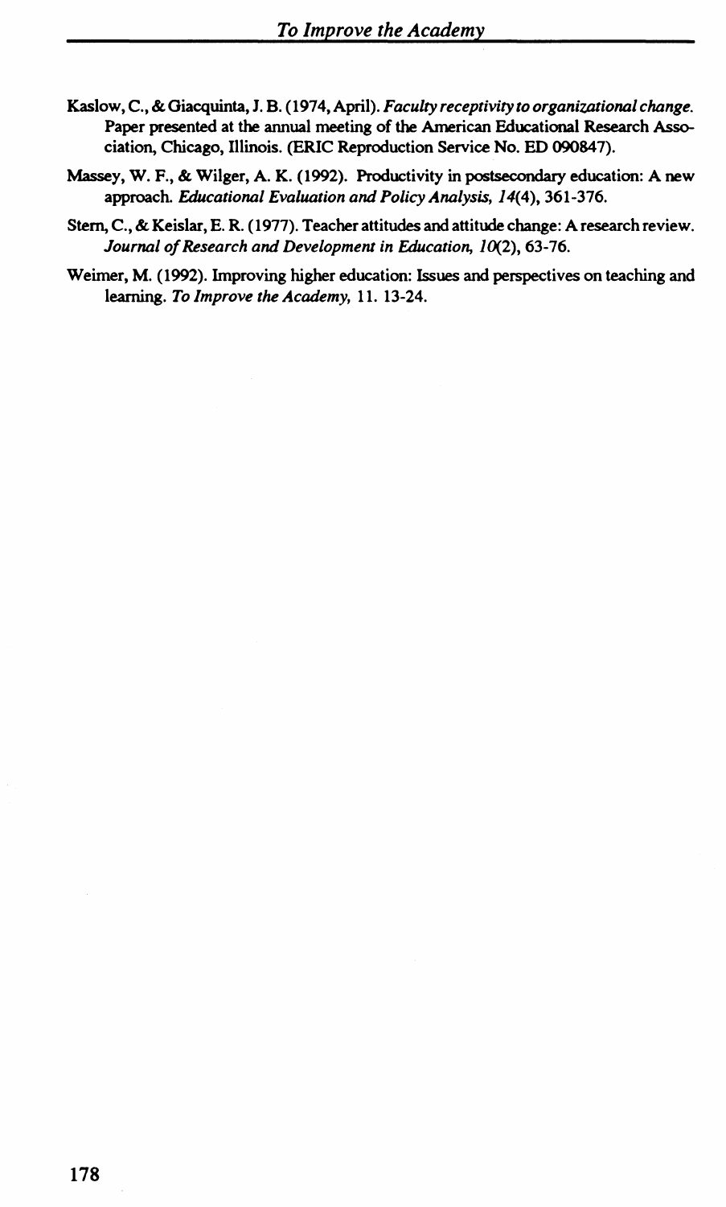Kaslow, C., & Giacquinta, J. B. (1974, April). *Faculty receptivity to organizational change.* Paper presented at the annual meeting of the American Educational Research Association, Chicago, Illinois. (ERIC Reproduction Service No. ED 090847).

Massey, W. F., & Wilger, A. K. (1992). Productivity in postsecondary education: A new approach. *Educational Evaluation and Policy Analysis, 14*(4), 361-376.

Stern, C., & Keislar, E. R. (1977). Teacher attitudes and attitude change: A research review. *Journal of Research and Development in Education, 10*(2), 63-76.

Weimer, M. (1992). Improving higher education: Issues and perspectives on teaching and learning. *To Improve the Academy,* 11. 13-24.